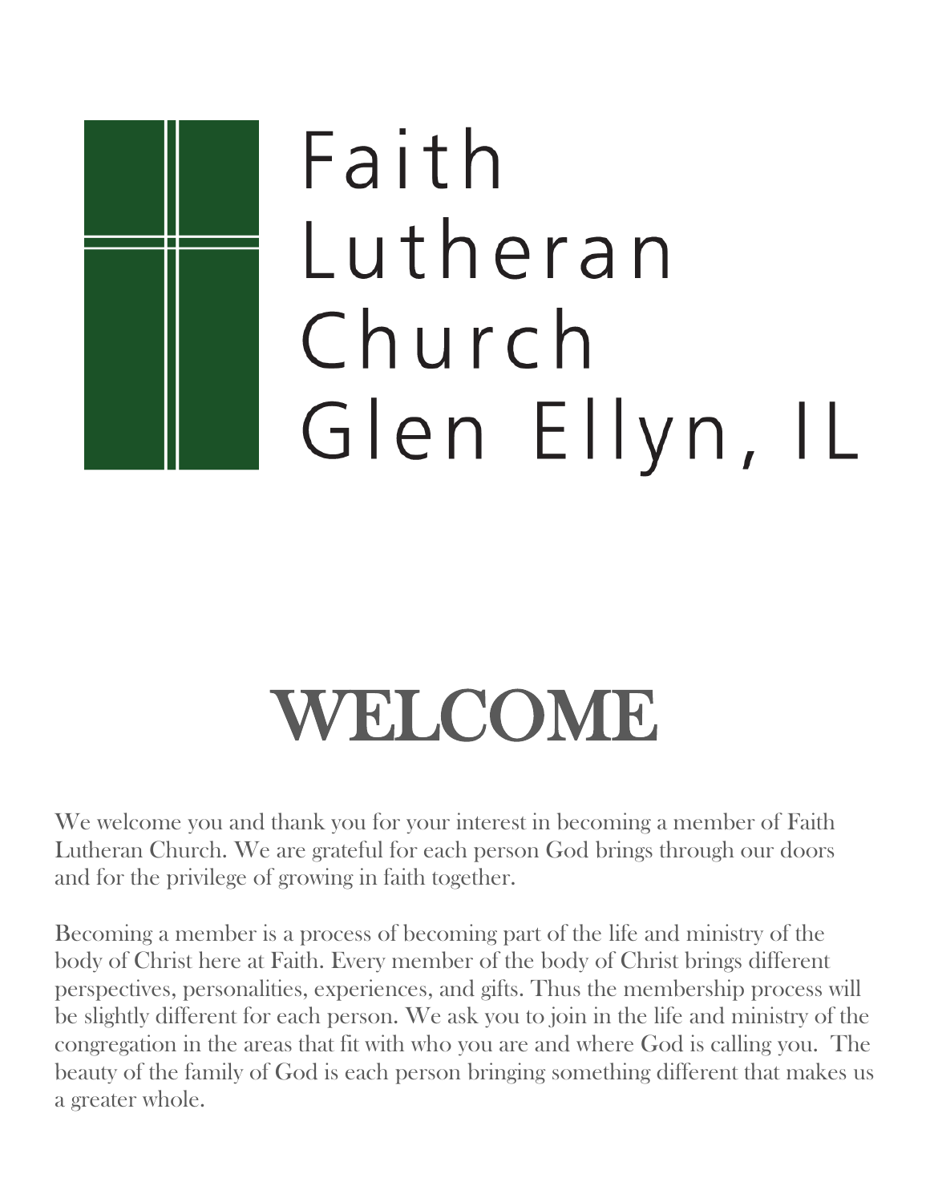# Faith Lutheran Church Glen Ellyn, IL

# WELCOME

We welcome you and thank you for your interest in becoming a member of Faith Lutheran Church. We are grateful for each person God brings through our doors and for the privilege of growing in faith together.

Becoming a member is a process of becoming part of the life and ministry of the body of Christ here at Faith. Every member of the body of Christ brings different perspectives, personalities, experiences, and gifts. Thus the membership process will be slightly different for each person. We ask you to join in the life and ministry of the congregation in the areas that fit with who you are and where God is calling you. The beauty of the family of God is each person bringing something different that makes us a greater whole.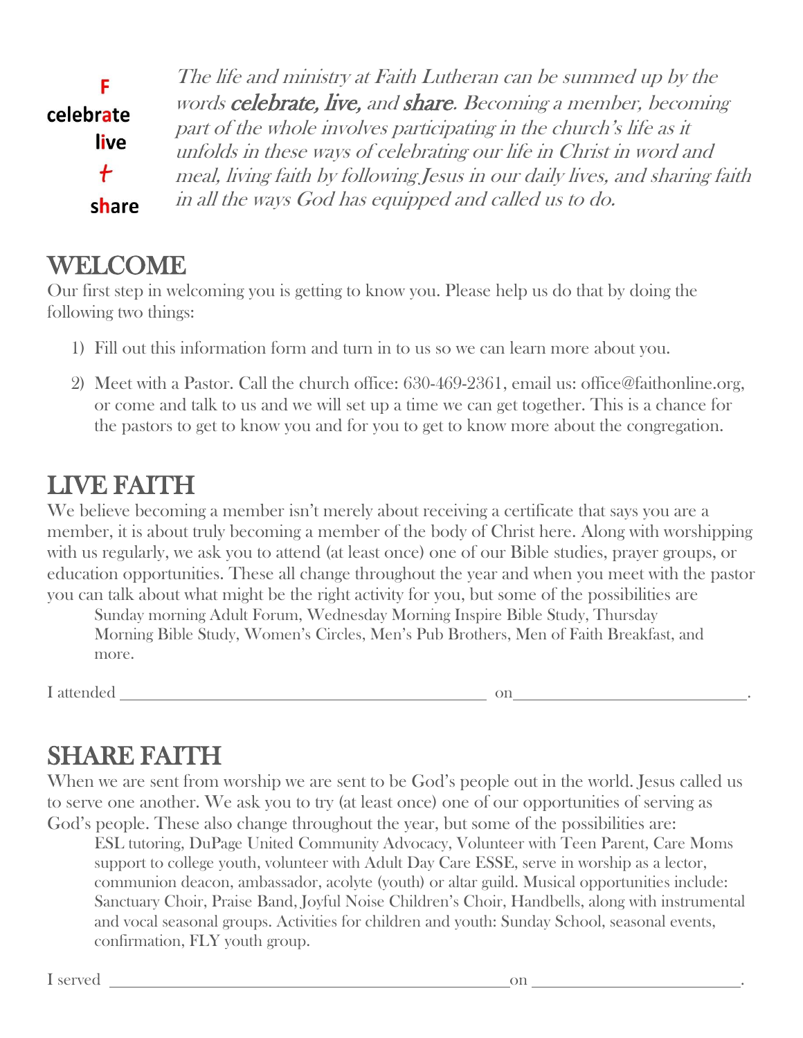F
celebrate
live
+
share

*The life and ministry at Faith Lutheran can be summed up by the words **celebrate, live,** and **share**. Becoming a member, becoming part of the whole involves participating in the church's life as it unfolds in these ways of celebrating our life in Christ in word and meal, living faith by following Jesus in our daily lives, and sharing faith in all the ways God has equipped and called us to do.*

# WELCOME

Our first step in welcoming you is getting to know you. Please help us do that by doing the following two things:

1) Fill out this information form and turn in to us so we can learn more about you.
2) Meet with a Pastor. Call the church office: 630-469-2361, email us: office@faithonline.org, or come and talk to us and we will set up a time we can get together. This is a chance for the pastors to get to know you and for you to get to know more about the congregation.

# LIVE FAITH

We believe becoming a member isn't merely about receiving a certificate that says you are a member, it is about truly becoming a member of the body of Christ here. Along with worshipping with us regularly, we ask you to attend (at least once) one of our Bible studies, prayer groups, or education opportunities. These all change throughout the year and when you meet with the pastor you can talk about what might be the right activity for you, but some of the possibilities are

> Sunday morning Adult Forum, Wednesday Morning Inspire Bible Study, Thursday Morning Bible Study, Women's Circles, Men's Pub Brothers, Men of Faith Breakfast, and more.

I attended ______________________________________________ on___________________________.

# SHARE FAITH

When we are sent from worship we are sent to be God's people out in the world. Jesus called us to serve one another. We ask you to try (at least once) one of our opportunities of serving as God's people. These also change throughout the year, but some of the possibilities are:

> ESL tutoring, DuPage United Community Advocacy, Volunteer with Teen Parent, Care Moms support to college youth, volunteer with Adult Day Care ESSE, serve in worship as a lector, communion deacon, ambassador, acolyte (youth) or altar guild. Musical opportunities include: Sanctuary Choir, Praise Band, Joyful Noise Children's Choir, Handbells, along with instrumental and vocal seasonal groups. Activities for children and youth: Sunday School, seasonal events, confirmation, FLY youth group.

I served ____________________________________________________on ________________________.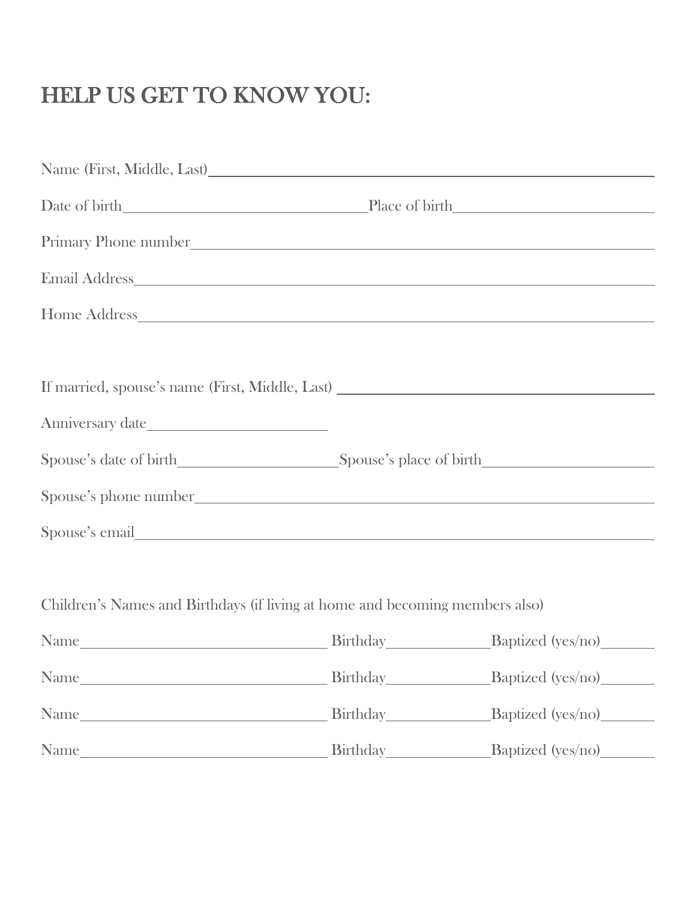# HELP US GET TO KNOW YOU:

Name (First, Middle, Last)\_\_\_\_\_\_\_\_\_\_\_\_\_\_\_\_\_\_\_\_\_\_\_\_\_\_\_\_\_\_\_\_\_\_\_\_\_\_\_\_\_\_\_\_\_\_\_\_

Date of birth\_\_\_\_\_\_\_\_\_\_\_\_\_\_\_\_\_\_\_\_\_\_\_\_\_\_\_\_Place of birth\_\_\_\_\_\_\_\_\_\_\_\_\_\_\_\_\_\_\_\_\_\_\_\_

Primary Phone number\_\_\_\_\_\_\_\_\_\_\_\_\_\_\_\_\_\_\_\_\_\_\_\_\_\_\_\_\_\_\_\_\_\_\_\_\_\_\_\_\_\_\_\_\_\_\_\_\_\_\_\_

Email Address\_\_\_\_\_\_\_\_\_\_\_\_\_\_\_\_\_\_\_\_\_\_\_\_\_\_\_\_\_\_\_\_\_\_\_\_\_\_\_\_\_\_\_\_\_\_\_\_\_\_\_\_\_\_\_\_\_\_\_

Home Address\_\_\_\_\_\_\_\_\_\_\_\_\_\_\_\_\_\_\_\_\_\_\_\_\_\_\_\_\_\_\_\_\_\_\_\_\_\_\_\_\_\_\_\_\_\_\_\_\_\_\_\_\_\_\_\_\_\_\_

If married, spouse's name (First, Middle, Last) \_\_\_\_\_\_\_\_\_\_\_\_\_\_\_\_\_\_\_\_\_\_\_\_\_\_\_\_\_\_\_\_\_\_\_\_

Anniversary date\_\_\_\_\_\_\_\_\_\_\_\_\_\_\_\_\_\_\_\_\_\_

Spouse's date of birth\_\_\_\_\_\_\_\_\_\_\_\_\_\_\_\_\_\_\_\_Spouse's place of birth\_\_\_\_\_\_\_\_\_\_\_\_\_\_\_\_\_\_\_\_

Spouse's phone number\_\_\_\_\_\_\_\_\_\_\_\_\_\_\_\_\_\_\_\_\_\_\_\_\_\_\_\_\_\_\_\_\_\_\_\_\_\_\_\_\_\_\_\_\_\_\_\_\_\_\_

Spouse's email\_\_\_\_\_\_\_\_\_\_\_\_\_\_\_\_\_\_\_\_\_\_\_\_\_\_\_\_\_\_\_\_\_\_\_\_\_\_\_\_\_\_\_\_\_\_\_\_\_\_\_\_\_\_\_\_\_\_\_

Children's Names and Birthdays (if living at home and becoming members also)

Name\_\_\_\_\_\_\_\_\_\_\_\_\_\_\_\_\_\_\_\_\_\_\_\_\_\_\_\_\_\_ Birthday\_\_\_\_\_\_\_\_\_\_\_\_Baptized (yes/no)\_\_\_\_\_\_

Name\_\_\_\_\_\_\_\_\_\_\_\_\_\_\_\_\_\_\_\_\_\_\_\_\_\_\_\_\_\_ Birthday\_\_\_\_\_\_\_\_\_\_\_\_Baptized (yes/no)\_\_\_\_\_\_

Name\_\_\_\_\_\_\_\_\_\_\_\_\_\_\_\_\_\_\_\_\_\_\_\_\_\_\_\_\_\_ Birthday\_\_\_\_\_\_\_\_\_\_\_\_Baptized (yes/no)\_\_\_\_\_\_

Name\_\_\_\_\_\_\_\_\_\_\_\_\_\_\_\_\_\_\_\_\_\_\_\_\_\_\_\_\_\_ Birthday\_\_\_\_\_\_\_\_\_\_\_\_Baptized (yes/no)\_\_\_\_\_\_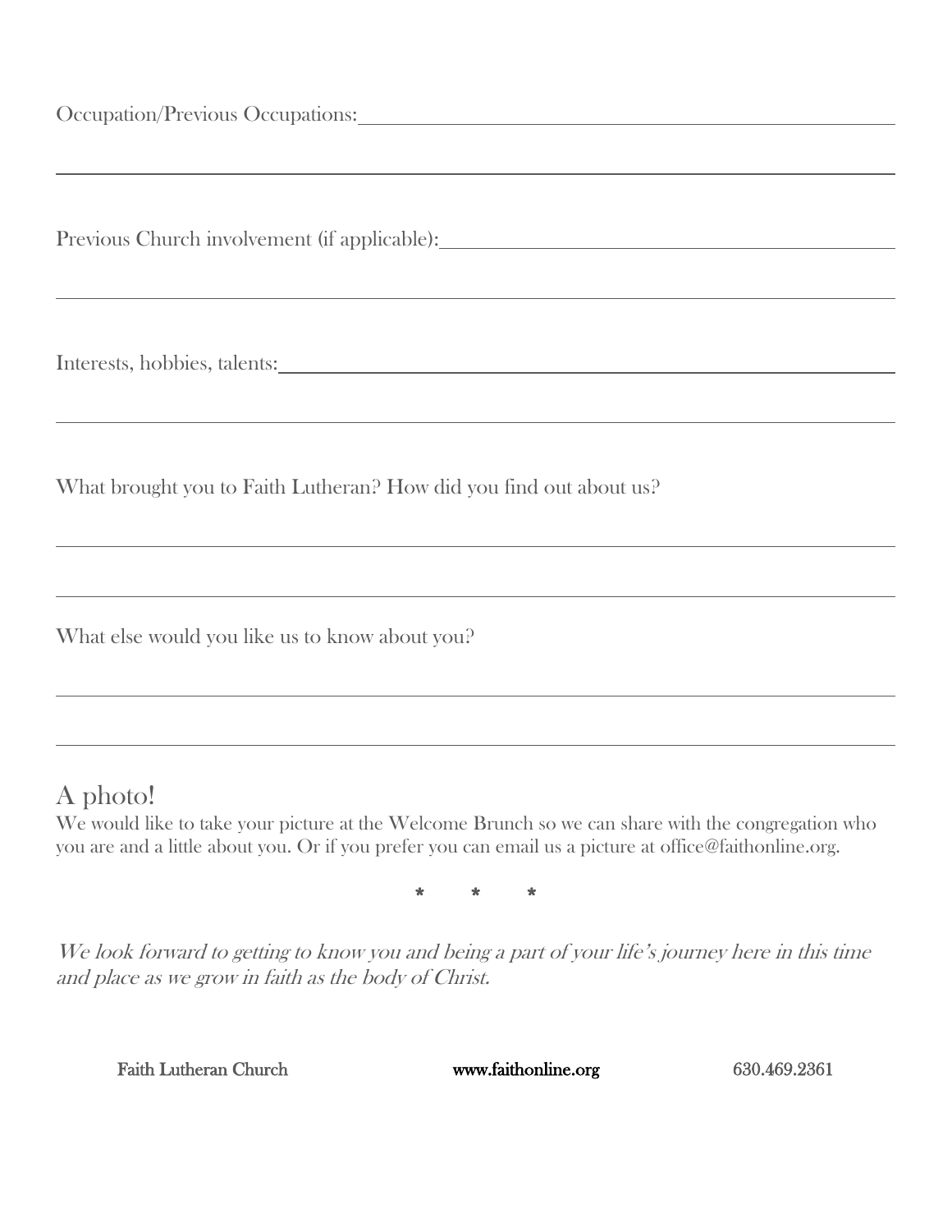Occupation/Previous Occupations: ____________________________________________

______________________________________________________________________

Previous Church involvement (if applicable): _________________________________

______________________________________________________________________

Interests, hobbies, talents: _________________________________________________

______________________________________________________________________

What brought you to Faith Lutheran? How did you find out about us?

______________________________________________________________________

______________________________________________________________________

What else would you like us to know about you?

______________________________________________________________________

______________________________________________________________________

## A photo!

We would like to take your picture at the Welcome Brunch so we can share with the congregation who you are and a little about you. Or if you prefer you can email us a picture at office@faithonline.org.

\* \* \*

*We look forward to getting to know you and being a part of your life's journey here in this time and place as we grow in faith as the body of Christ.*

Faith Lutheran Church    www.faithonline.org    630.469.2361